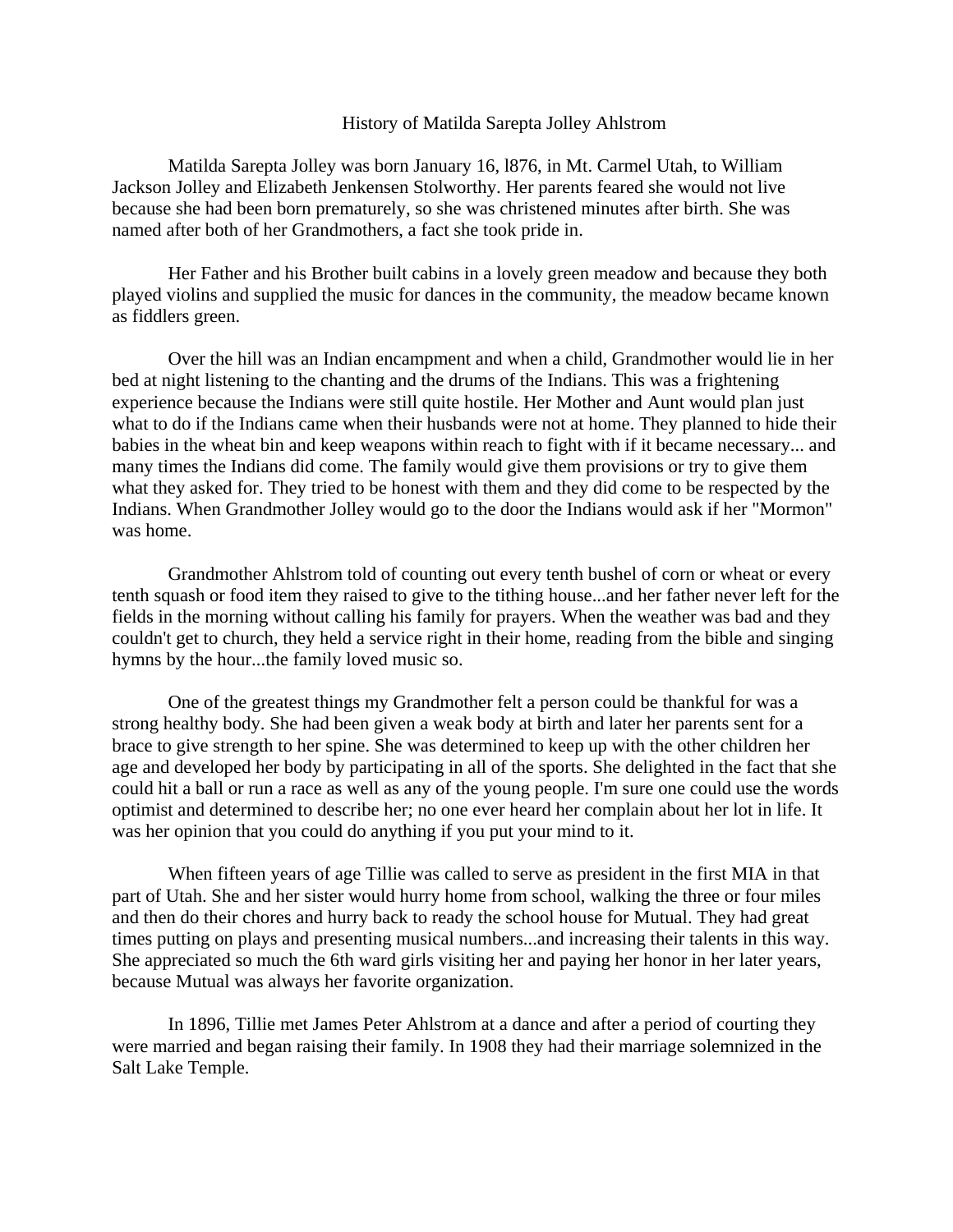# History of Matilda Sarepta Jolley Ahlstrom

Matilda Sarepta Jolley was born January 16, l876, in Mt. Carmel Utah, to William Jackson Jolley and Elizabeth Jenkensen Stolworthy. Her parents feared she would not live because she had been born prematurely, so she was christened minutes after birth. She was named after both of her Grandmothers, a fact she took pride in.

Her Father and his Brother built cabins in a lovely green meadow and because they both played violins and supplied the music for dances in the community, the meadow became known as fiddlers green.

Over the hill was an Indian encampment and when a child, Grandmother would lie in her bed at night listening to the chanting and the drums of the Indians. This was a frightening experience because the Indians were still quite hostile. Her Mother and Aunt would plan just what to do if the Indians came when their husbands were not at home. They planned to hide their babies in the wheat bin and keep weapons within reach to fight with if it became necessary... and many times the Indians did come. The family would give them provisions or try to give them what they asked for. They tried to be honest with them and they did come to be respected by the Indians. When Grandmother Jolley would go to the door the Indians would ask if her "Mormon" was home.

Grandmother Ahlstrom told of counting out every tenth bushel of corn or wheat or every tenth squash or food item they raised to give to the tithing house...and her father never left for the fields in the morning without calling his family for prayers. When the weather was bad and they couldn't get to church, they held a service right in their home, reading from the bible and singing hymns by the hour...the family loved music so.

One of the greatest things my Grandmother felt a person could be thankful for was a strong healthy body. She had been given a weak body at birth and later her parents sent for a brace to give strength to her spine. She was determined to keep up with the other children her age and developed her body by participating in all of the sports. She delighted in the fact that she could hit a ball or run a race as well as any of the young people. I'm sure one could use the words optimist and determined to describe her; no one ever heard her complain about her lot in life. It was her opinion that you could do anything if you put your mind to it.

When fifteen years of age Tillie was called to serve as president in the first MIA in that part of Utah. She and her sister would hurry home from school, walking the three or four miles and then do their chores and hurry back to ready the school house for Mutual. They had great times putting on plays and presenting musical numbers...and increasing their talents in this way. She appreciated so much the 6th ward girls visiting her and paying her honor in her later years, because Mutual was always her favorite organization.

In 1896, Tillie met James Peter Ahlstrom at a dance and after a period of courting they were married and began raising their family. In 1908 they had their marriage solemnized in the Salt Lake Temple.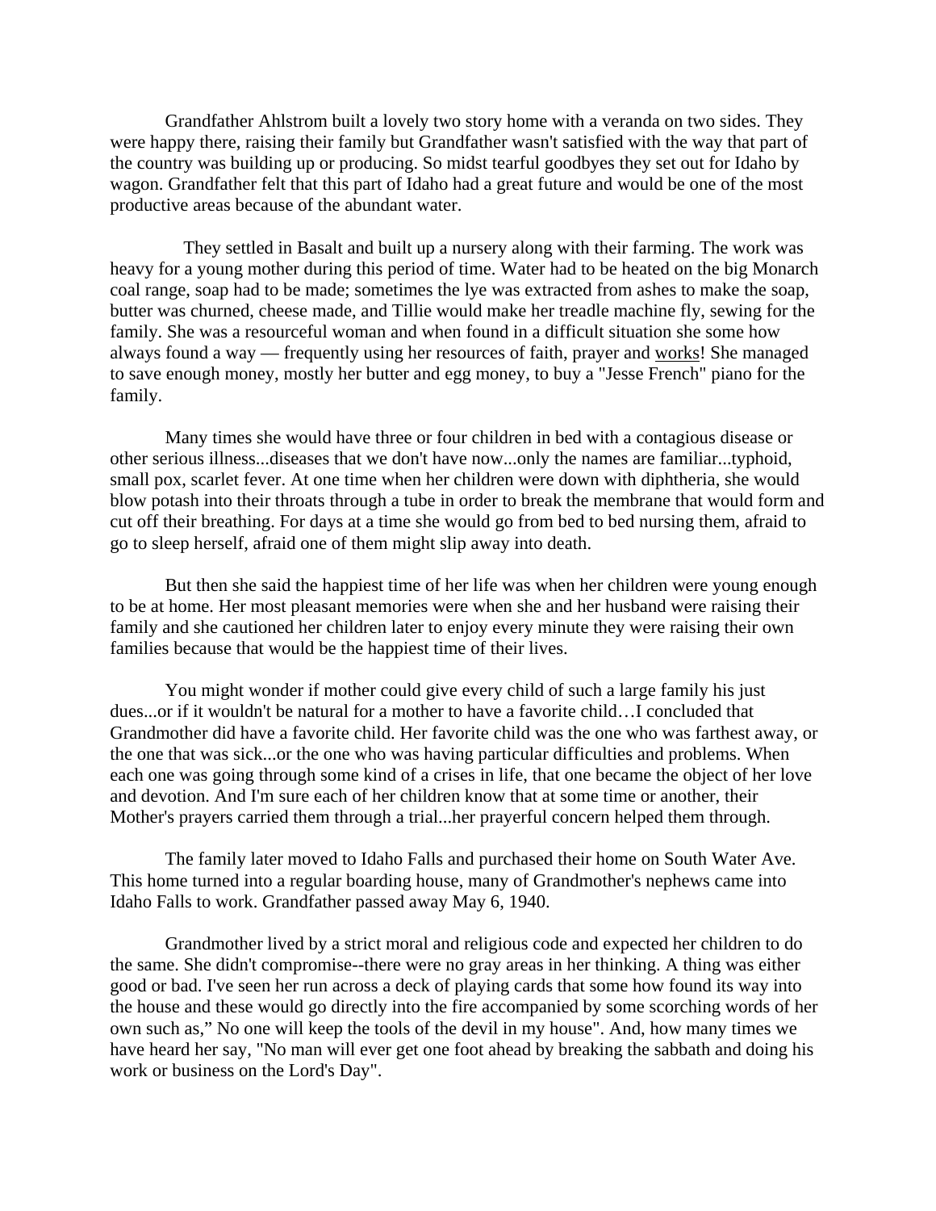Grandfather Ahlstrom built a lovely two story home with a veranda on two sides. They were happy there, raising their family but Grandfather wasn't satisfied with the way that part of the country was building up or producing. So midst tearful goodbyes they set out for Idaho by wagon. Grandfather felt that this part of Idaho had a great future and would be one of the most productive areas because of the abundant water.

They settled in Basalt and built up a nursery along with their farming. The work was heavy for a young mother during this period of time. Water had to be heated on the big Monarch coal range, soap had to be made; sometimes the lye was extracted from ashes to make the soap, butter was churned, cheese made, and Tillie would make her treadle machine fly, sewing for the family. She was a resourceful woman and when found in a difficult situation she some how always found a way — frequently using her resources of faith, prayer and <u>works</u>! She managed to save enough money, mostly her butter and egg money, to buy a "Jesse French" piano for the family.

Many times she would have three or four children in bed with a contagious disease or other serious illness...diseases that we don't have now...only the names are familiar...typhoid, small pox, scarlet fever. At one time when her children were down with diphtheria, she would blow potash into their throats through a tube in order to break the membrane that would form and cut off their breathing. For days at a time she would go from bed to bed nursing them, afraid to go to sleep herself, afraid one of them might slip away into death.

But then she said the happiest time of her life was when her children were young enough to be at home. Her most pleasant memories were when she and her husband were raising their family and she cautioned her children later to enjoy every minute they were raising their own families because that would be the happiest time of their lives.

You might wonder if mother could give every child of such a large family his just dues...or if it wouldn't be natural for a mother to have a favorite child…I concluded that Grandmother did have a favorite child. Her favorite child was the one who was farthest away, or the one that was sick...or the one who was having particular difficulties and problems. When each one was going through some kind of a crises in life, that one became the object of her love and devotion. And I'm sure each of her children know that at some time or another, their Mother's prayers carried them through a trial...her prayerful concern helped them through.

The family later moved to Idaho Falls and purchased their home on South Water Ave. This home turned into a regular boarding house, many of Grandmother's nephews came into Idaho Falls to work. Grandfather passed away May 6, 1940.

Grandmother lived by a strict moral and religious code and expected her children to do the same. She didn't compromise--there were no gray areas in her thinking. A thing was either good or bad. I've seen her run across a deck of playing cards that some how found its way into the house and these would go directly into the fire accompanied by some scorching words of her own such as," No one will keep the tools of the devil in my house". And, how many times we have heard her say, "No man will ever get one foot ahead by breaking the sabbath and doing his work or business on the Lord's Day".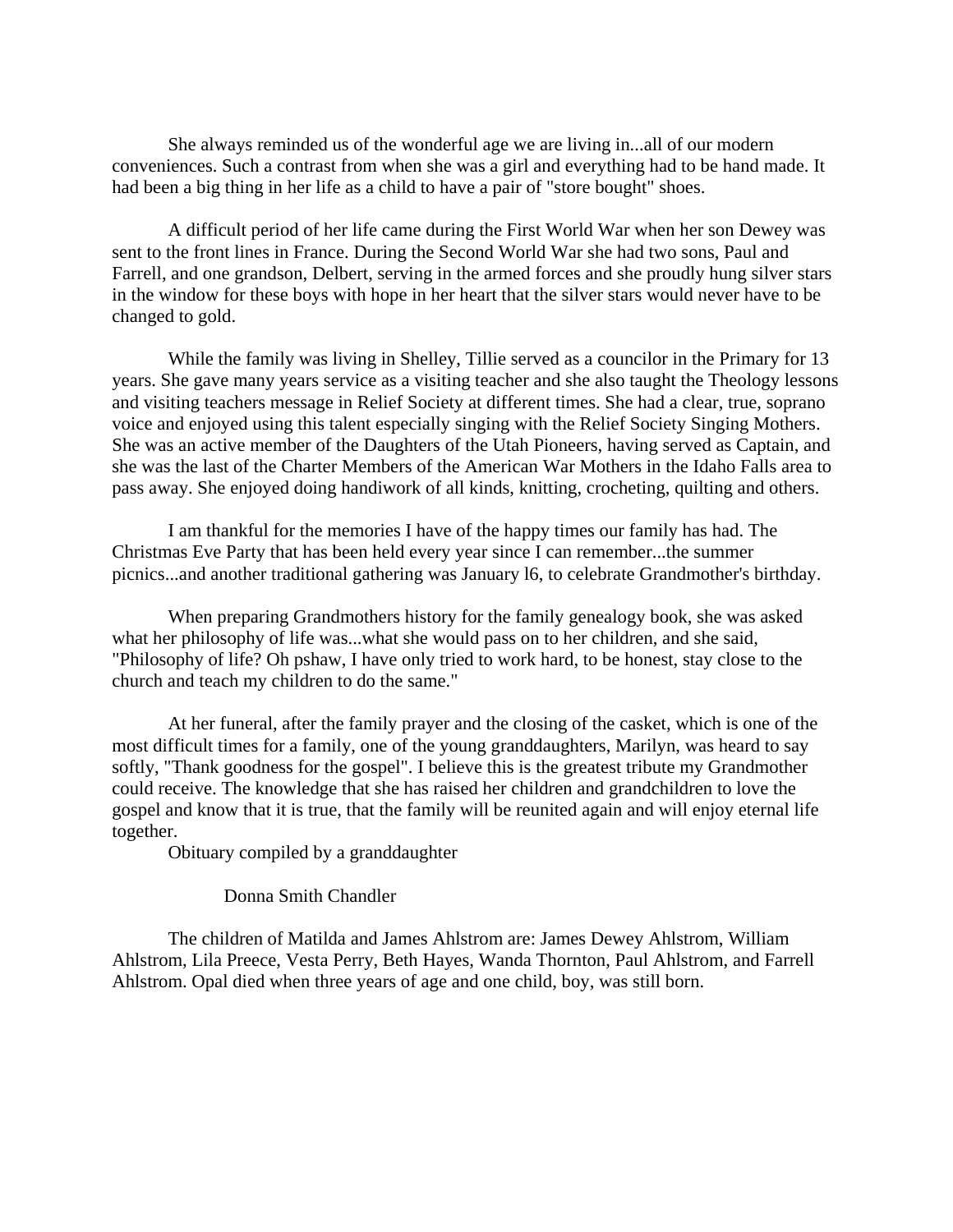She always reminded us of the wonderful age we are living in...all of our modern conveniences. Such a contrast from when she was a girl and everything had to be hand made. It had been a big thing in her life as a child to have a pair of "store bought" shoes.

A difficult period of her life came during the First World War when her son Dewey was sent to the front lines in France. During the Second World War she had two sons, Paul and Farrell, and one grandson, Delbert, serving in the armed forces and she proudly hung silver stars in the window for these boys with hope in her heart that the silver stars would never have to be changed to gold.

While the family was living in Shelley, Tillie served as a councilor in the Primary for 13 years. She gave many years service as a visiting teacher and she also taught the Theology lessons and visiting teachers message in Relief Society at different times. She had a clear, true, soprano voice and enjoyed using this talent especially singing with the Relief Society Singing Mothers. She was an active member of the Daughters of the Utah Pioneers, having served as Captain, and she was the last of the Charter Members of the American War Mothers in the Idaho Falls area to pass away. She enjoyed doing handiwork of all kinds, knitting, crocheting, quilting and others.

I am thankful for the memories I have of the happy times our family has had. The Christmas Eve Party that has been held every year since I can remember...the summer picnics...and another traditional gathering was January l6, to celebrate Grandmother's birthday.

When preparing Grandmothers history for the family genealogy book, she was asked what her philosophy of life was...what she would pass on to her children, and she said, "Philosophy of life? Oh pshaw, I have only tried to work hard, to be honest, stay close to the church and teach my children to do the same."

At her funeral, after the family prayer and the closing of the casket, which is one of the most difficult times for a family, one of the young granddaughters, Marilyn, was heard to say softly, "Thank goodness for the gospel". I believe this is the greatest tribute my Grandmother could receive. The knowledge that she has raised her children and grandchildren to love the gospel and know that it is true, that the family will be reunited again and will enjoy eternal life together.

Obituary compiled by a granddaughter

Donna Smith Chandler

The children of Matilda and James Ahlstrom are: James Dewey Ahlstrom, William Ahlstrom, Lila Preece, Vesta Perry, Beth Hayes, Wanda Thornton, Paul Ahlstrom, and Farrell Ahlstrom. Opal died when three years of age and one child, boy, was still born.